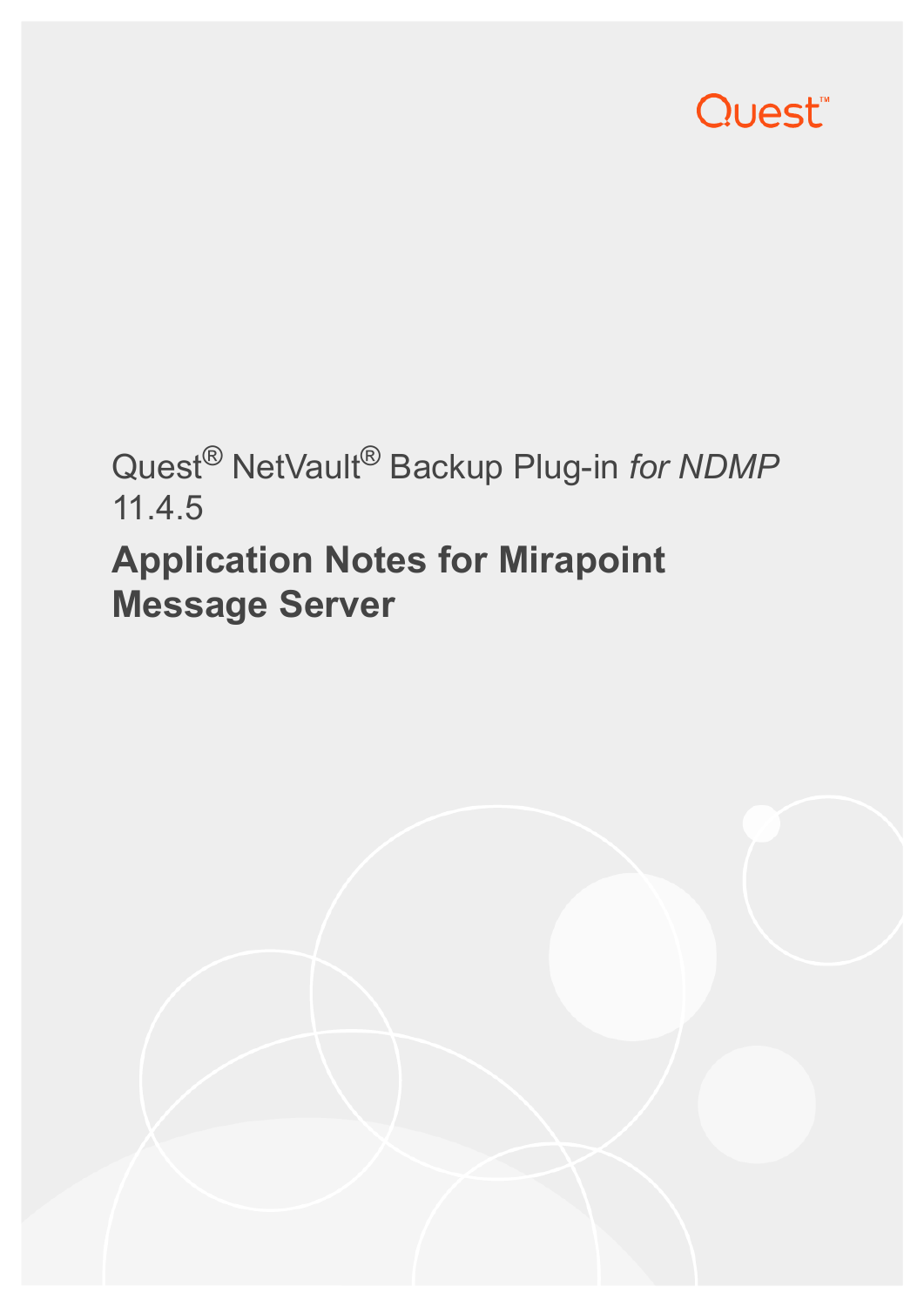Quest

Quest® NetVault® Backup Plug-in *for NDMP* 11.4.5

# Application Notes for Mirapoint Message Server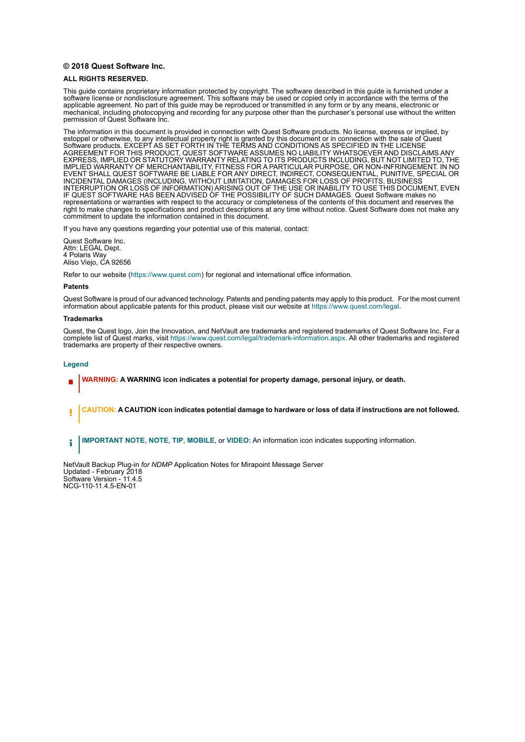**© 2018 Quest Software Inc.**

**ALL RIGHTS RESERVED.**

This guide contains proprietary information protected by copyright. The software described in this guide is furnished under a software license or nondisclosure agreement. This software may be used or copied only in accordance with the terms of the applicable agreement. No part of this guide may be reproduced or transmitted in any form or by any means, electronic or mechanical, including photocopying and recording for any purpose other than the purchaser's personal use without the written permission of Quest Software Inc.

The information in this document is provided in connection with Quest Software products. No license, express or implied, by estoppel or otherwise, to any intellectual property right is granted by this document or in connection with the sale of Quest Software products. EXCEPT AS SET FORTH IN THE TERMS AND CONDITIONS AS SPECIFIED IN THE LICENSE AGREEMENT FOR THIS PRODUCT, QUEST SOFTWARE ASSUMES NO LIABILITY WHATSOEVER AND DISCLAIMS ANY EXPRESS, IMPLIED OR STATUTORY WARRANTY RELATING TO ITS PRODUCTS INCLUDING, BUT NOT LIMITED TO, THE IMPLIED WARRANTY OF MERCHANTABILITY, FITNESS FOR A PARTICULAR PURPOSE, OR NON-INFRINGEMENT. IN NO EVENT SHALL QUEST SOFTWARE BE LIABLE FOR ANY DIRECT, INDIRECT, CONSEQUENTIAL, PUNITIVE, SPECIAL OR INCIDENTAL DAMAGES (INCLUDING, WITHOUT LIMITATION, DAMAGES FOR LOSS OF PROFITS, BUSINESS INTERRUPTION OR LOSS OF INFORMATION) ARISING OUT OF THE USE OR INABILITY TO USE THIS DOCUMENT, EVEN IF QUEST SOFTWARE HAS BEEN ADVISED OF THE POSSIBILITY OF SUCH DAMAGES. Quest Software makes no representations or warranties with respect to the accuracy or completeness of the contents of this document and reserves the right to make changes to specifications and product descriptions at any time without notice. Quest Software does not make any commitment to update the information contained in this document.

If you have any questions regarding your potential use of this material, contact:

Quest Software Inc.
Attn: LEGAL Dept.
4 Polaris Way
Aliso Viejo, CA 92656

Refer to our website (https://www.quest.com) for regional and international office information.

**Patents**

Quest Software is proud of our advanced technology. Patents and pending patents may apply to this product. For the most current information about applicable patents for this product, please visit our website at https://www.quest.com/legal.

**Trademarks**

Quest, the Quest logo, Join the Innovation, and NetVault are trademarks and registered trademarks of Quest Software Inc. For a complete list of Quest marks, visit https://www.quest.com/legal/trademark-information.aspx. All other trademarks and registered trademarks are property of their respective owners.

**Legend**

**WARNING: A WARNING icon indicates a potential for property damage, personal injury, or death.**

**CAUTION: A CAUTION icon indicates potential damage to hardware or loss of data if instructions are not followed.**

**IMPORTANT NOTE**, **NOTE**, **TIP**, **MOBILE**, or **VIDEO:** An information icon indicates supporting information.

NetVault Backup Plug-in *for NDMP* Application Notes for Mirapoint Message Server
Updated - February 2018
Software Version - 11.4.5
NCG-110-11.4.5-EN-01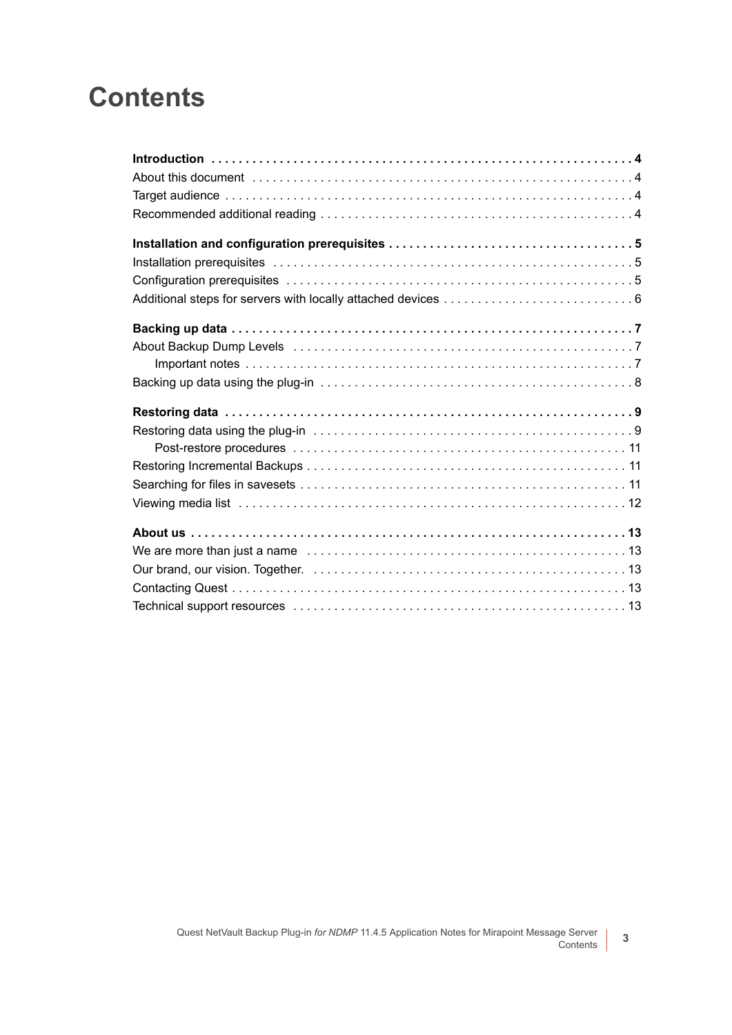# Contents

**Introduction** . . . . . . . . . . . . . . . . . . . . . . . . . . . . . . . . . . . . . . . . . . . . . . . . . . . . . . . . . . . . . **4**

About this document . . . . . . . . . . . . . . . . . . . . . . . . . . . . . . . . . . . . . . . . . . . . . . . . . . . . . . . . 4

Target audience . . . . . . . . . . . . . . . . . . . . . . . . . . . . . . . . . . . . . . . . . . . . . . . . . . . . . . . . . . . . 4

Recommended additional reading . . . . . . . . . . . . . . . . . . . . . . . . . . . . . . . . . . . . . . . . . . . . . . 4

**Installation and configuration prerequisites** . . . . . . . . . . . . . . . . . . . . . . . . . . . . . . . . . . . . **5**

Installation prerequisites . . . . . . . . . . . . . . . . . . . . . . . . . . . . . . . . . . . . . . . . . . . . . . . . . . . . . 5

Configuration prerequisites . . . . . . . . . . . . . . . . . . . . . . . . . . . . . . . . . . . . . . . . . . . . . . . . . . . 5

Additional steps for servers with locally attached devices . . . . . . . . . . . . . . . . . . . . . . . . . . . . 6

**Backing up data** . . . . . . . . . . . . . . . . . . . . . . . . . . . . . . . . . . . . . . . . . . . . . . . . . . . . . . . . . . . . **7**

About Backup Dump Levels . . . . . . . . . . . . . . . . . . . . . . . . . . . . . . . . . . . . . . . . . . . . . . . . . . . 7

Important notes . . . . . . . . . . . . . . . . . . . . . . . . . . . . . . . . . . . . . . . . . . . . . . . . . . . . . . . . . 7

Backing up data using the plug-in . . . . . . . . . . . . . . . . . . . . . . . . . . . . . . . . . . . . . . . . . . . . . . 8

**Restoring data** . . . . . . . . . . . . . . . . . . . . . . . . . . . . . . . . . . . . . . . . . . . . . . . . . . . . . . . . . . . . **9**

Restoring data using the plug-in . . . . . . . . . . . . . . . . . . . . . . . . . . . . . . . . . . . . . . . . . . . . . . . 9

Post-restore procedures . . . . . . . . . . . . . . . . . . . . . . . . . . . . . . . . . . . . . . . . . . . . . . . . . 11

Restoring Incremental Backups . . . . . . . . . . . . . . . . . . . . . . . . . . . . . . . . . . . . . . . . . . . . . . . 11

Searching for files in savesets . . . . . . . . . . . . . . . . . . . . . . . . . . . . . . . . . . . . . . . . . . . . . . . . 11

Viewing media list . . . . . . . . . . . . . . . . . . . . . . . . . . . . . . . . . . . . . . . . . . . . . . . . . . . . . . . . . 12

**About us** . . . . . . . . . . . . . . . . . . . . . . . . . . . . . . . . . . . . . . . . . . . . . . . . . . . . . . . . . . . . . . . . **13**

We are more than just a name . . . . . . . . . . . . . . . . . . . . . . . . . . . . . . . . . . . . . . . . . . . . . . . 13

Our brand, our vision. Together. . . . . . . . . . . . . . . . . . . . . . . . . . . . . . . . . . . . . . . . . . . . . . . 13

Contacting Quest . . . . . . . . . . . . . . . . . . . . . . . . . . . . . . . . . . . . . . . . . . . . . . . . . . . . . . . . . . 13

Technical support resources . . . . . . . . . . . . . . . . . . . . . . . . . . . . . . . . . . . . . . . . . . . . . . . . . 13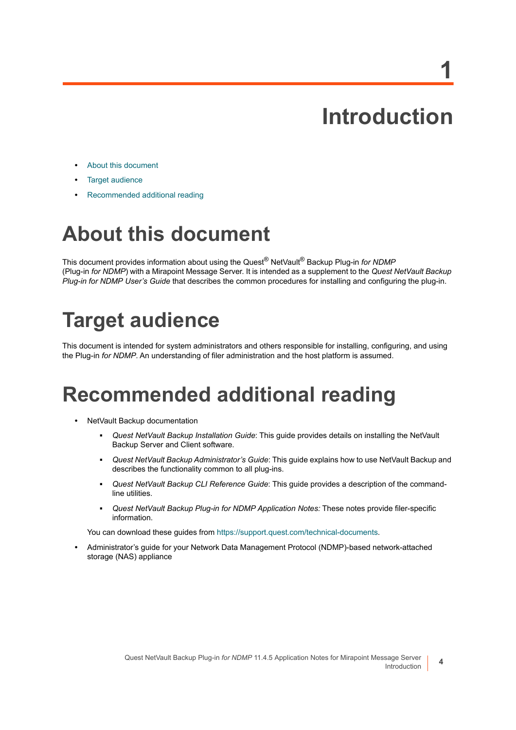# 1

# Introduction

- About this document
- Target audience
- Recommended additional reading

## About this document

This document provides information about using the Quest® NetVault® Backup Plug-in *for NDMP* (Plug-in *for NDMP*) with a Mirapoint Message Server. It is intended as a supplement to the *Quest NetVault Backup Plug-in for NDMP User's Guide* that describes the common procedures for installing and configuring the plug-in.

## Target audience

This document is intended for system administrators and others responsible for installing, configuring, and using the Plug-in *for NDMP*. An understanding of filer administration and the host platform is assumed.

## Recommended additional reading

- NetVault Backup documentation
  - *Quest NetVault Backup Installation Guide*: This guide provides details on installing the NetVault Backup Server and Client software.
  - *Quest NetVault Backup Administrator's Guide*: This guide explains how to use NetVault Backup and describes the functionality common to all plug-ins.
  - *Quest NetVault Backup CLI Reference Guide*: This guide provides a description of the command-line utilities.
  - *Quest NetVault Backup Plug-in for NDMP Application Notes:* These notes provide filer-specific information.

  You can download these guides from https://support.quest.com/technical-documents.
- Administrator's guide for your Network Data Management Protocol (NDMP)-based network-attached storage (NAS) appliance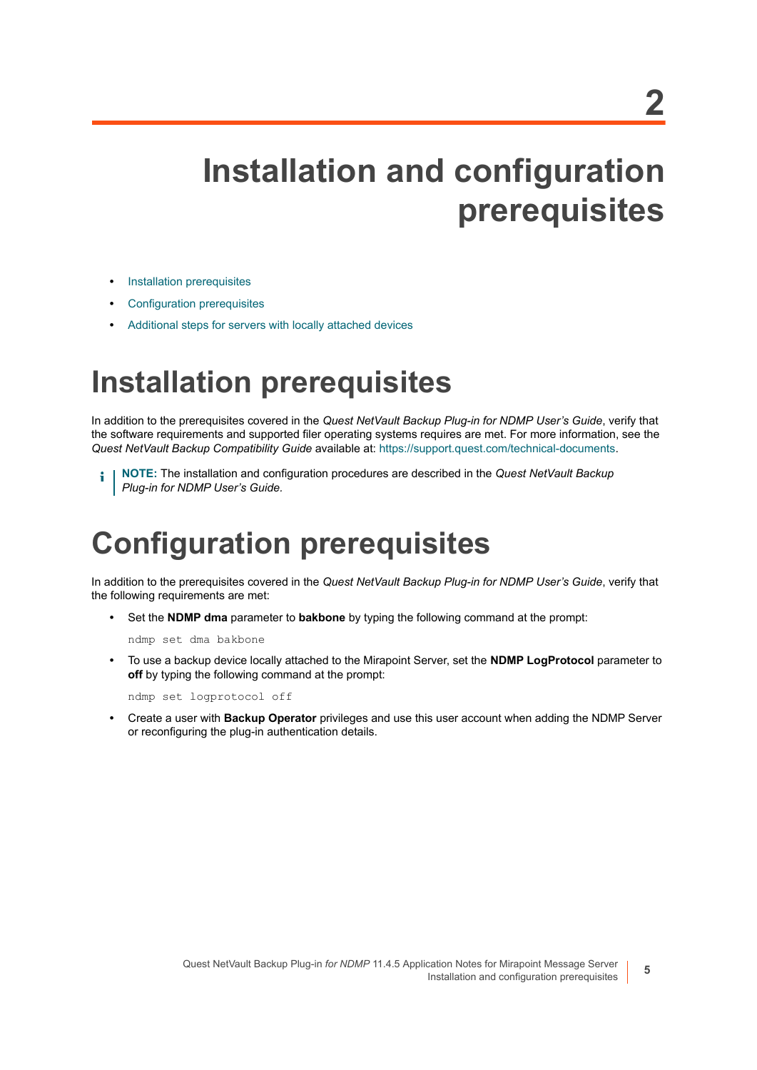# 2 Installation and configuration prerequisites

- Installation prerequisites
- Configuration prerequisites
- Additional steps for servers with locally attached devices

## Installation prerequisites

In addition to the prerequisites covered in the *Quest NetVault Backup Plug-in for NDMP User's Guide*, verify that the software requirements and supported filer operating systems requires are met. For more information, see the *Quest NetVault Backup Compatibility Guide* available at: https://support.quest.com/technical-documents.

> **NOTE:** The installation and configuration procedures are described in the *Quest NetVault Backup Plug-in for NDMP User's Guide.*

## Configuration prerequisites

In addition to the prerequisites covered in the *Quest NetVault Backup Plug-in for NDMP User's Guide*, verify that the following requirements are met:

- Set the **NDMP dma** parameter to **bakbone** by typing the following command at the prompt:

  ```
  ndmp set dma bakbone
  ```

- To use a backup device locally attached to the Mirapoint Server, set the **NDMP LogProtocol** parameter to **off** by typing the following command at the prompt:

  ```
  ndmp set logprotocol off
  ```

- Create a user with **Backup Operator** privileges and use this user account when adding the NDMP Server or reconfiguring the plug-in authentication details.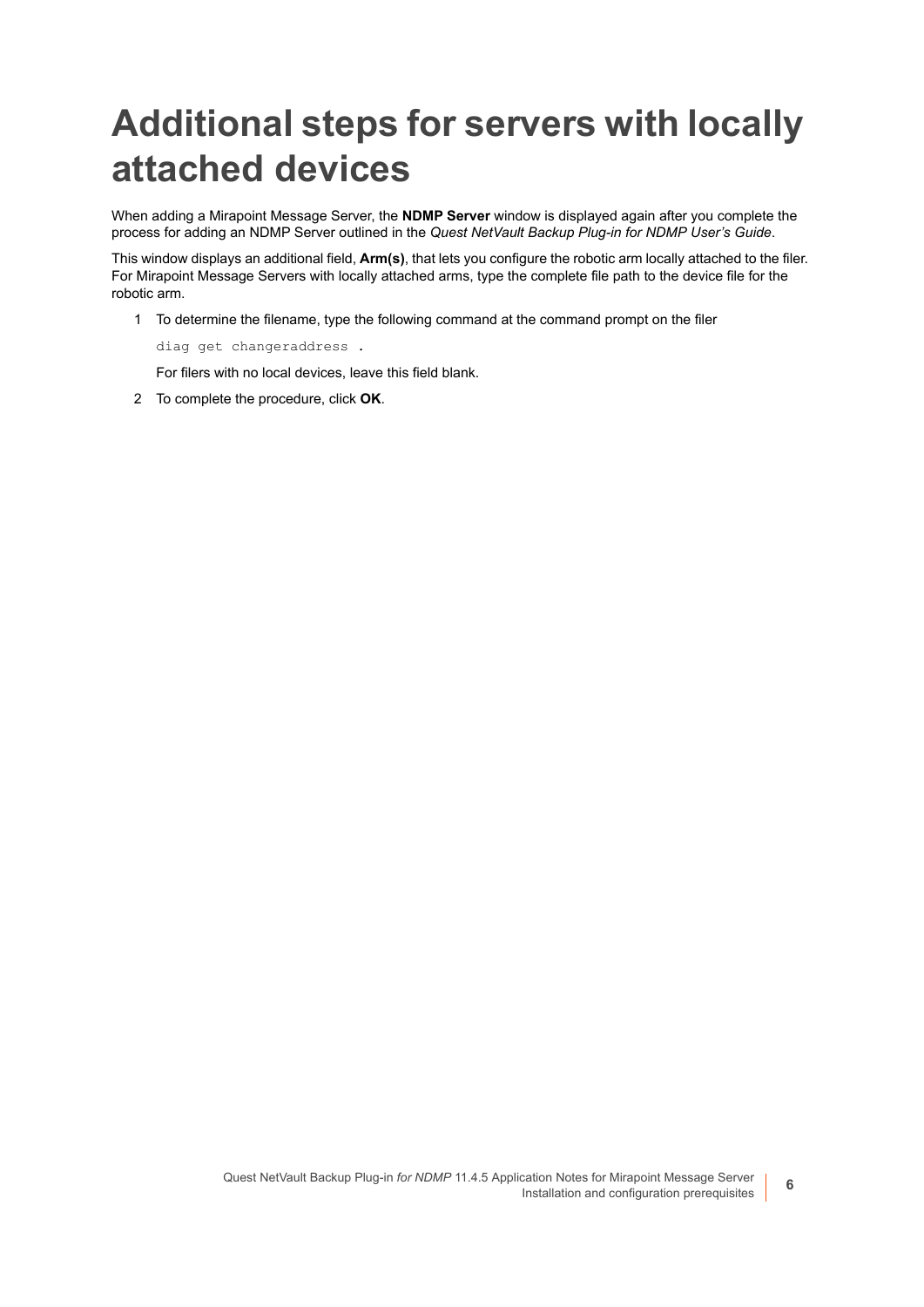# Additional steps for servers with locally attached devices

When adding a Mirapoint Message Server, the **NDMP Server** window is displayed again after you complete the process for adding an NDMP Server outlined in the *Quest NetVault Backup Plug-in for NDMP User's Guide*.

This window displays an additional field, **Arm(s)**, that lets you configure the robotic arm locally attached to the filer. For Mirapoint Message Servers with locally attached arms, type the complete file path to the device file for the robotic arm.

1. To determine the filename, type the following command at the command prompt on the filer

   ```
   diag get changeraddress .
   ```

   For filers with no local devices, leave this field blank.

2. To complete the procedure, click **OK**.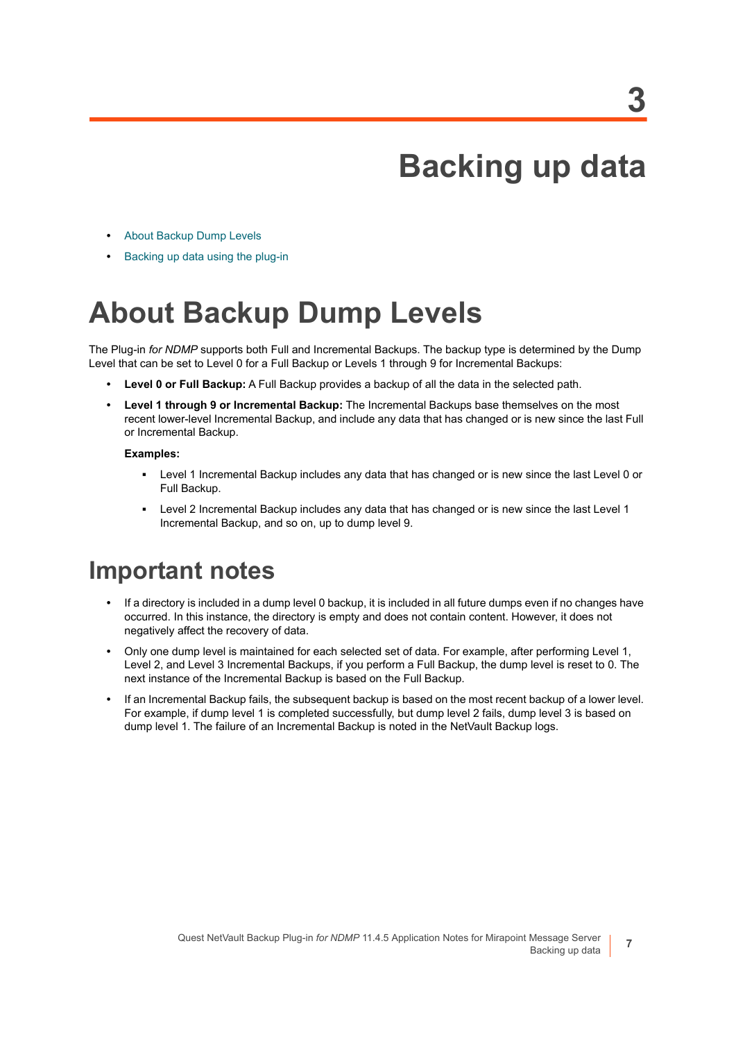# 3 Backing up data

- About Backup Dump Levels
- Backing up data using the plug-in

## About Backup Dump Levels

The Plug-in *for NDMP* supports both Full and Incremental Backups. The backup type is determined by the Dump Level that can be set to Level 0 for a Full Backup or Levels 1 through 9 for Incremental Backups:

- **Level 0 or Full Backup:** A Full Backup provides a backup of all the data in the selected path.
- **Level 1 through 9 or Incremental Backup:** The Incremental Backups base themselves on the most recent lower-level Incremental Backup, and include any data that has changed or is new since the last Full or Incremental Backup.

  **Examples:**

  - Level 1 Incremental Backup includes any data that has changed or is new since the last Level 0 or Full Backup.
  - Level 2 Incremental Backup includes any data that has changed or is new since the last Level 1 Incremental Backup, and so on, up to dump level 9.

### Important notes

- If a directory is included in a dump level 0 backup, it is included in all future dumps even if no changes have occurred. In this instance, the directory is empty and does not contain content. However, it does not negatively affect the recovery of data.
- Only one dump level is maintained for each selected set of data. For example, after performing Level 1, Level 2, and Level 3 Incremental Backups, if you perform a Full Backup, the dump level is reset to 0. The next instance of the Incremental Backup is based on the Full Backup.
- If an Incremental Backup fails, the subsequent backup is based on the most recent backup of a lower level. For example, if dump level 1 is completed successfully, but dump level 2 fails, dump level 3 is based on dump level 1. The failure of an Incremental Backup is noted in the NetVault Backup logs.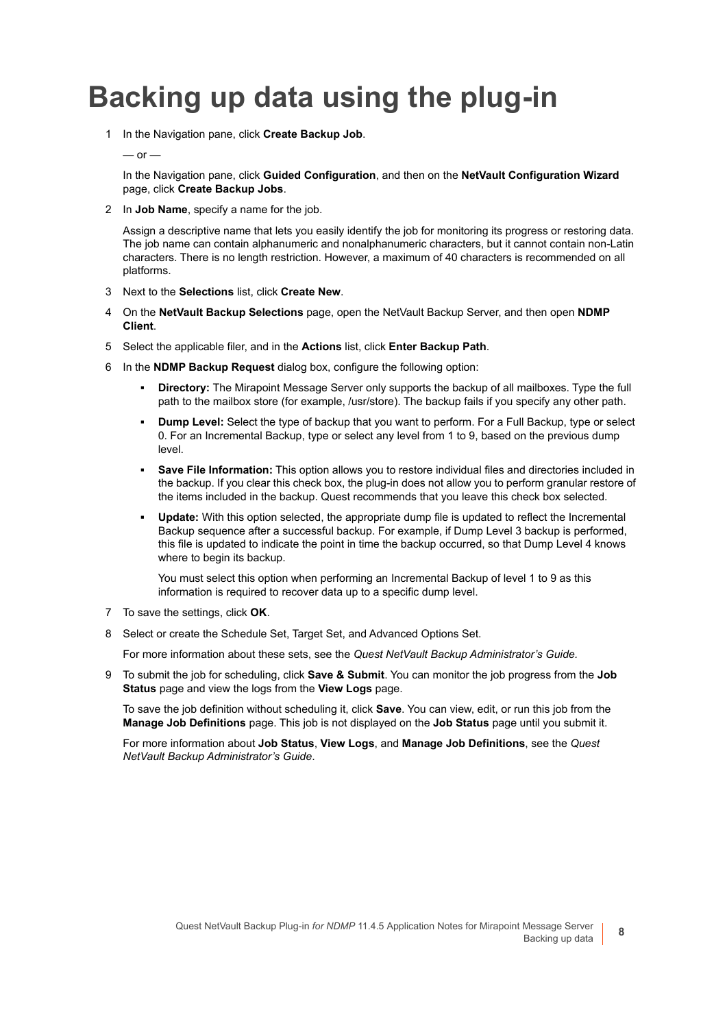# Backing up data using the plug-in

1. In the Navigation pane, click **Create Backup Job**.

   — or —

   In the Navigation pane, click **Guided Configuration**, and then on the **NetVault Configuration Wizard** page, click **Create Backup Jobs**.

2. In **Job Name**, specify a name for the job.

   Assign a descriptive name that lets you easily identify the job for monitoring its progress or restoring data. The job name can contain alphanumeric and nonalphanumeric characters, but it cannot contain non-Latin characters. There is no length restriction. However, a maximum of 40 characters is recommended on all platforms.

3. Next to the **Selections** list, click **Create New**.

4. On the **NetVault Backup Selections** page, open the NetVault Backup Server, and then open **NDMP Client**.

5. Select the applicable filer, and in the **Actions** list, click **Enter Backup Path**.

6. In the **NDMP Backup Request** dialog box, configure the following option:

   - **Directory:** The Mirapoint Message Server only supports the backup of all mailboxes. Type the full path to the mailbox store (for example, /usr/store). The backup fails if you specify any other path.
   - **Dump Level:** Select the type of backup that you want to perform. For a Full Backup, type or select 0. For an Incremental Backup, type or select any level from 1 to 9, based on the previous dump level.
   - **Save File Information:** This option allows you to restore individual files and directories included in the backup. If you clear this check box, the plug-in does not allow you to perform granular restore of the items included in the backup. Quest recommends that you leave this check box selected.
   - **Update:** With this option selected, the appropriate dump file is updated to reflect the Incremental Backup sequence after a successful backup. For example, if Dump Level 3 backup is performed, this file is updated to indicate the point in time the backup occurred, so that Dump Level 4 knows where to begin its backup.

     You must select this option when performing an Incremental Backup of level 1 to 9 as this information is required to recover data up to a specific dump level.

7. To save the settings, click **OK**.

8. Select or create the Schedule Set, Target Set, and Advanced Options Set.

   For more information about these sets, see the *Quest NetVault Backup Administrator's Guide*.

9. To submit the job for scheduling, click **Save & Submit**. You can monitor the job progress from the **Job Status** page and view the logs from the **View Logs** page.

   To save the job definition without scheduling it, click **Save**. You can view, edit, or run this job from the **Manage Job Definitions** page. This job is not displayed on the **Job Status** page until you submit it.

   For more information about **Job Status**, **View Logs**, and **Manage Job Definitions**, see the *Quest NetVault Backup Administrator's Guide*.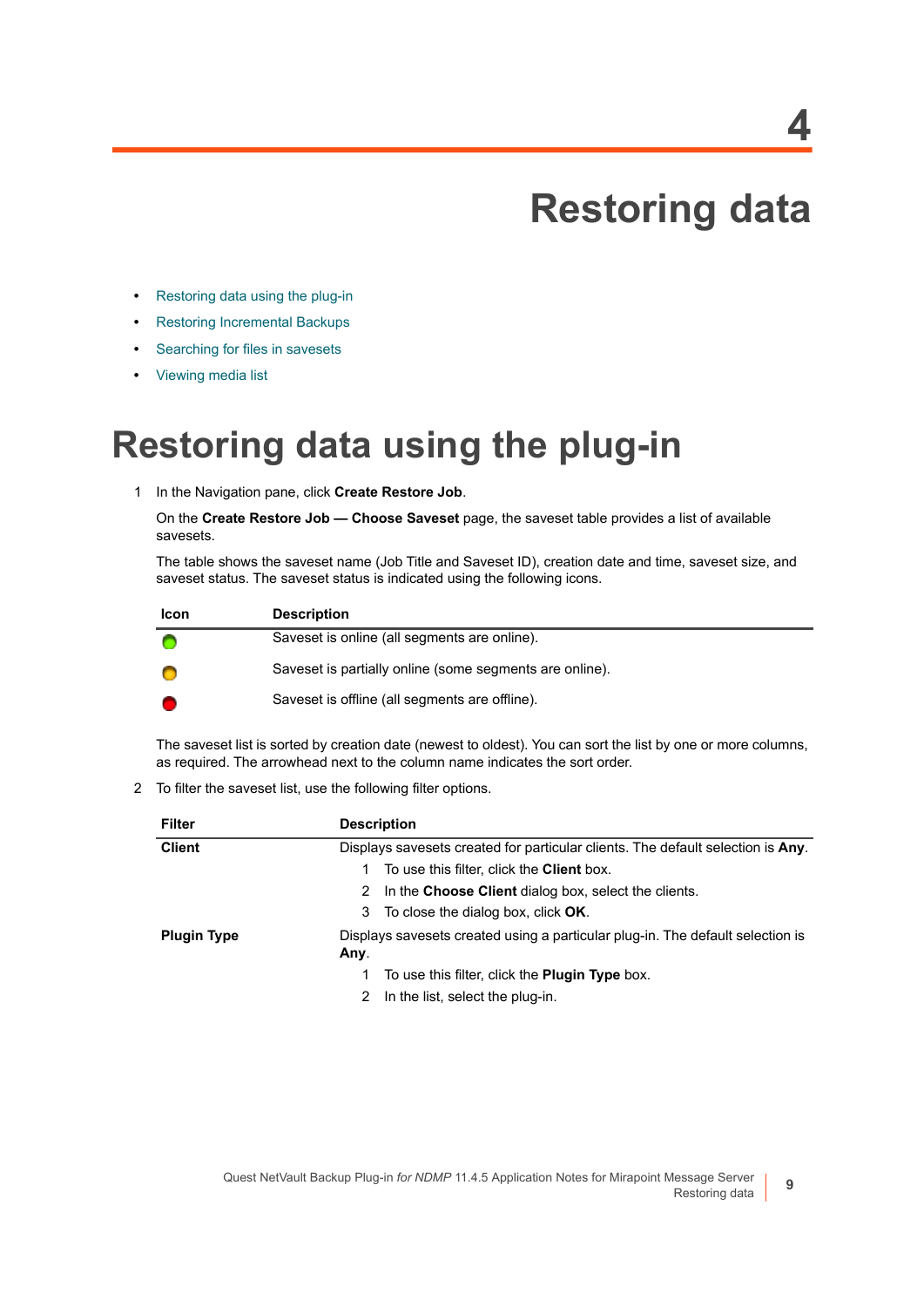# 4

# Restoring data

- Restoring data using the plug-in
- Restoring Incremental Backups
- Searching for files in savesets
- Viewing media list

## Restoring data using the plug-in

1. In the Navigation pane, click **Create Restore Job**.

   On the **Create Restore Job — Choose Saveset** page, the saveset table provides a list of available savesets.

   The table shows the saveset name (Job Title and Saveset ID), creation date and time, saveset size, and saveset status. The saveset status is indicated using the following icons.

   | Icon | Description |
   |---|---|
   | (green) | Saveset is online (all segments are online). |
   | (yellow) | Saveset is partially online (some segments are online). |
   | (red) | Saveset is offline (all segments are offline). |

   The saveset list is sorted by creation date (newest to oldest). You can sort the list by one or more columns, as required. The arrowhead next to the column name indicates the sort order.

2. To filter the saveset list, use the following filter options.

   | Filter | Description |
   |---|---|
   | **Client** | Displays savesets created for particular clients. The default selection is **Any**.<br>1 To use this filter, click the **Client** box.<br>2 In the **Choose Client** dialog box, select the clients.<br>3 To close the dialog box, click **OK**. |
   | **Plugin Type** | Displays savesets created using a particular plug-in. The default selection is **Any**.<br>1 To use this filter, click the **Plugin Type** box.<br>2 In the list, select the plug-in. |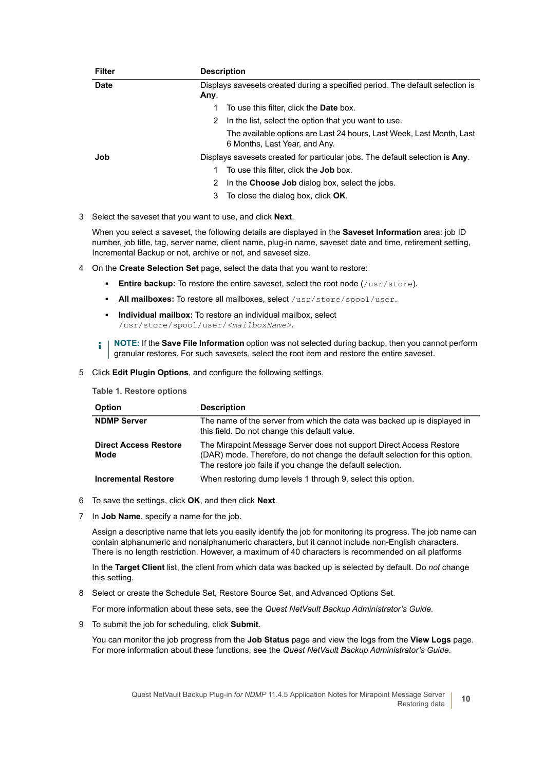| Filter | Description |
|---|---|
| **Date** | Displays savesets created during a specified period. The default selection is **Any**.<br>1 To use this filter, click the **Date** box.<br>2 In the list, select the option that you want to use.<br>The available options are Last 24 hours, Last Week, Last Month, Last 6 Months, Last Year, and Any. |
| **Job** | Displays savesets created for particular jobs. The default selection is **Any**.<br>1 To use this filter, click the **Job** box.<br>2 In the **Choose Job** dialog box, select the jobs.<br>3 To close the dialog box, click **OK**. |

3 Select the saveset that you want to use, and click **Next**.

When you select a saveset, the following details are displayed in the **Saveset Information** area: job ID number, job title, tag, server name, client name, plug-in name, saveset date and time, retirement setting, Incremental Backup or not, archive or not, and saveset size.

4 On the **Create Selection Set** page, select the data that you want to restore:

- **Entire backup:** To restore the entire saveset, select the root node (`/usr/store`).
- **All mailboxes:** To restore all mailboxes, select `/usr/store/spool/user`.
- **Individual mailbox:** To restore an individual mailbox, select `/usr/store/spool/user/<mailboxName>`.

> **NOTE:** If the **Save File Information** option was not selected during backup, then you cannot perform granular restores. For such savesets, select the root item and restore the entire saveset.

5 Click **Edit Plugin Options**, and configure the following settings.

**Table 1. Restore options**

| Option | Description |
|---|---|
| **NDMP Server** | The name of the server from which the data was backed up is displayed in this field. Do not change this default value. |
| **Direct Access Restore Mode** | The Mirapoint Message Server does not support Direct Access Restore (DAR) mode. Therefore, do not change the default selection for this option. The restore job fails if you change the default selection. |
| **Incremental Restore** | When restoring dump levels 1 through 9, select this option. |

6 To save the settings, click **OK**, and then click **Next**.

7 In **Job Name**, specify a name for the job.

Assign a descriptive name that lets you easily identify the job for monitoring its progress. The job name can contain alphanumeric and nonalphanumeric characters, but it cannot include non-English characters. There is no length restriction. However, a maximum of 40 characters is recommended on all platforms

In the **Target Client** list, the client from which data was backed up is selected by default. Do *not* change this setting.

8 Select or create the Schedule Set, Restore Source Set, and Advanced Options Set.

For more information about these sets, see the *Quest NetVault Backup Administrator's Guide*.

9 To submit the job for scheduling, click **Submit**.

You can monitor the job progress from the **Job Status** page and view the logs from the **View Logs** page. For more information about these functions, see the *Quest NetVault Backup Administrator's Guide*.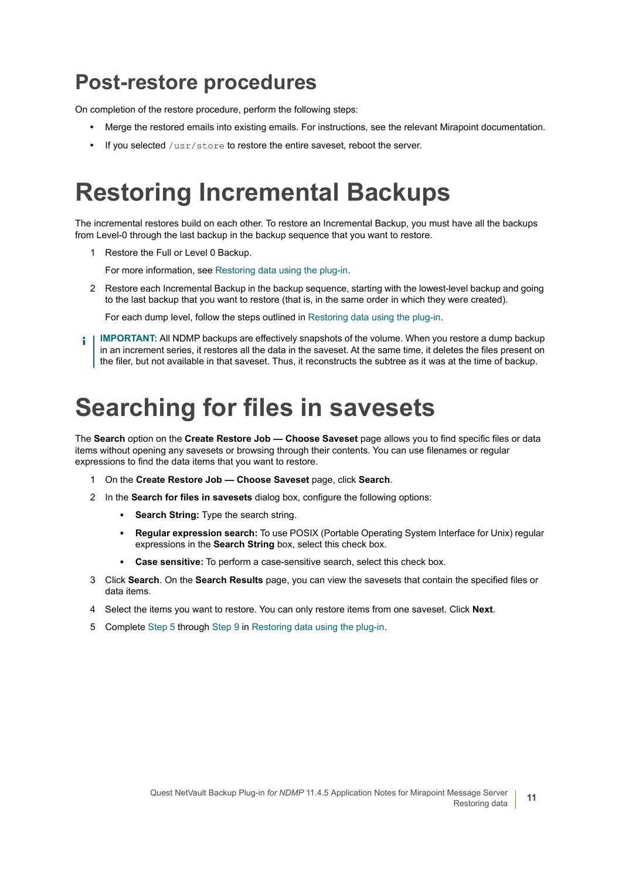## Post-restore procedures

On completion of the restore procedure, perform the following steps:

- Merge the restored emails into existing emails. For instructions, see the relevant Mirapoint documentation.
- If you selected `/usr/store` to restore the entire saveset, reboot the server.

# Restoring Incremental Backups

The incremental restores build on each other. To restore an Incremental Backup, you must have all the backups from Level-0 through the last backup in the backup sequence that you want to restore.

1. Restore the Full or Level 0 Backup.

   For more information, see Restoring data using the plug-in.

2. Restore each Incremental Backup in the backup sequence, starting with the lowest-level backup and going to the last backup that you want to restore (that is, in the same order in which they were created).

   For each dump level, follow the steps outlined in Restoring data using the plug-in.

**IMPORTANT:** All NDMP backups are effectively snapshots of the volume. When you restore a dump backup in an increment series, it restores all the data in the saveset. At the same time, it deletes the files present on the filer, but not available in that saveset. Thus, it reconstructs the subtree as it was at the time of backup.

# Searching for files in savesets

The **Search** option on the **Create Restore Job — Choose Saveset** page allows you to find specific files or data items without opening any savesets or browsing through their contents. You can use filenames or regular expressions to find the data items that you want to restore.

1. On the **Create Restore Job — Choose Saveset** page, click **Search**.
2. In the **Search for files in savesets** dialog box, configure the following options:
   - **Search String:** Type the search string.
   - **Regular expression search:** To use POSIX (Portable Operating System Interface for Unix) regular expressions in the **Search String** box, select this check box.
   - **Case sensitive:** To perform a case-sensitive search, select this check box.
3. Click **Search**. On the **Search Results** page, you can view the savesets that contain the specified files or data items.
4. Select the items you want to restore. You can only restore items from one saveset. Click **Next**.
5. Complete Step 5 through Step 9 in Restoring data using the plug-in.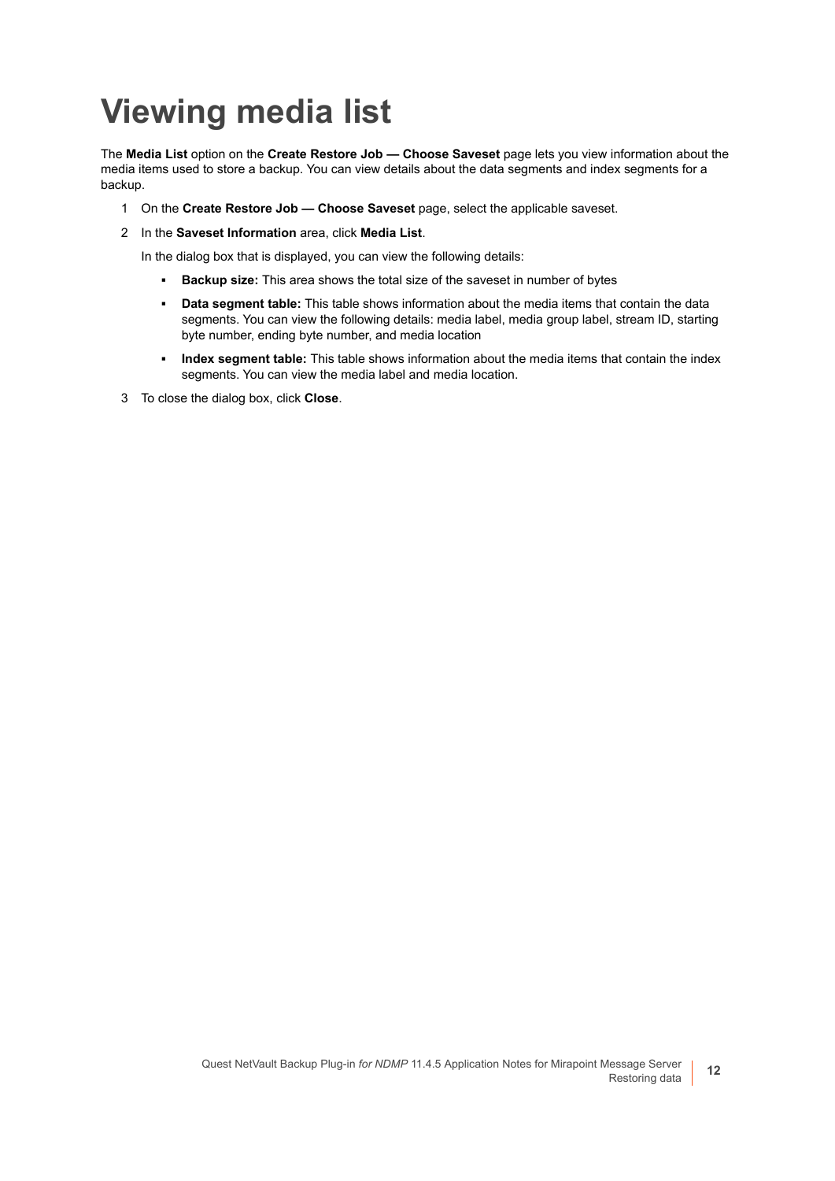# Viewing media list

The **Media List** option on the **Create Restore Job — Choose Saveset** page lets you view information about the media items used to store a backup. You can view details about the data segments and index segments for a backup.

1. On the **Create Restore Job — Choose Saveset** page, select the applicable saveset.
2. In the **Saveset Information** area, click **Media List**.

   In the dialog box that is displayed, you can view the following details:

   - **Backup size:** This area shows the total size of the saveset in number of bytes
   - **Data segment table:** This table shows information about the media items that contain the data segments. You can view the following details: media label, media group label, stream ID, starting byte number, ending byte number, and media location
   - **Index segment table:** This table shows information about the media items that contain the index segments. You can view the media label and media location.
3. To close the dialog box, click **Close**.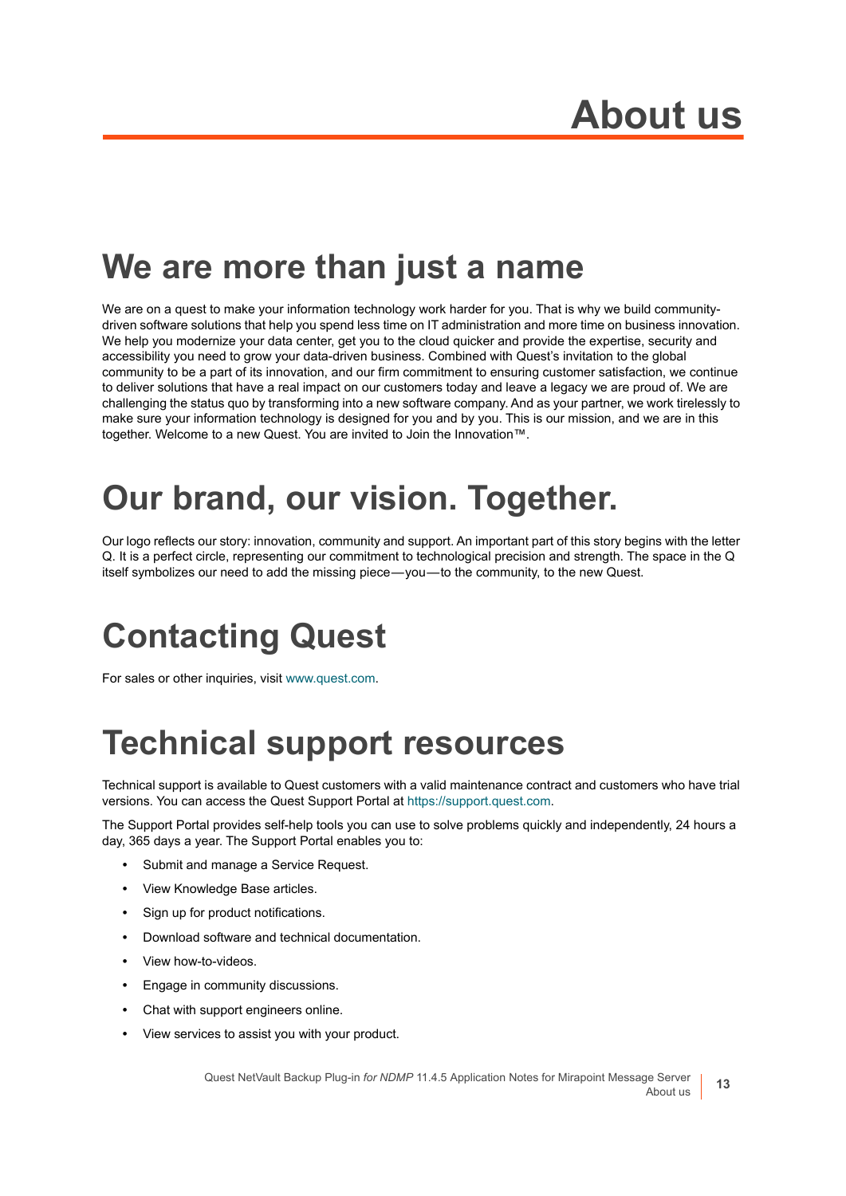# About us

## We are more than just a name

We are on a quest to make your information technology work harder for you. That is why we build community-driven software solutions that help you spend less time on IT administration and more time on business innovation. We help you modernize your data center, get you to the cloud quicker and provide the expertise, security and accessibility you need to grow your data-driven business. Combined with Quest's invitation to the global community to be a part of its innovation, and our firm commitment to ensuring customer satisfaction, we continue to deliver solutions that have a real impact on our customers today and leave a legacy we are proud of. We are challenging the status quo by transforming into a new software company. And as your partner, we work tirelessly to make sure your information technology is designed for you and by you. This is our mission, and we are in this together. Welcome to a new Quest. You are invited to Join the Innovation™.

## Our brand, our vision. Together.

Our logo reflects our story: innovation, community and support. An important part of this story begins with the letter Q. It is a perfect circle, representing our commitment to technological precision and strength. The space in the Q itself symbolizes our need to add the missing piece—you—to the community, to the new Quest.

## Contacting Quest

For sales or other inquiries, visit www.quest.com.

## Technical support resources

Technical support is available to Quest customers with a valid maintenance contract and customers who have trial versions. You can access the Quest Support Portal at https://support.quest.com.

The Support Portal provides self-help tools you can use to solve problems quickly and independently, 24 hours a day, 365 days a year. The Support Portal enables you to:

- Submit and manage a Service Request.
- View Knowledge Base articles.
- Sign up for product notifications.
- Download software and technical documentation.
- View how-to-videos.
- Engage in community discussions.
- Chat with support engineers online.
- View services to assist you with your product.